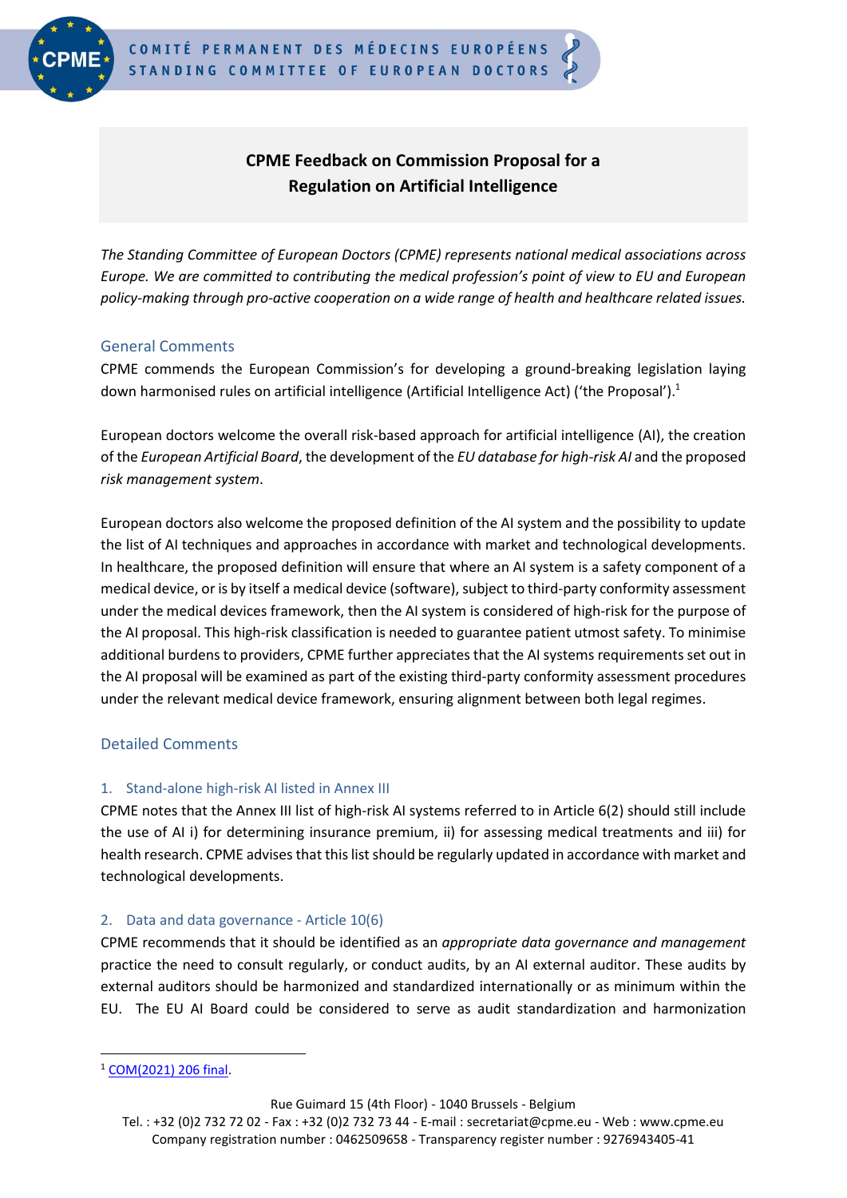# CPME Feedback on Commission Proposal for a Regulation on Artificial Intelligence

*The Standing Committee of European Doctors (CPME) represents national medical associations across Europe. We are committed to contributing the medical profession's point of view to EU and European policy-making through pro-active cooperation on a wide range of health and healthcare related issues.*

## General Comments

CPME commends the European Commission's for developing a ground-breaking legislation laying down harmonised rules on artificial intelligence (Artificial Intelligence Act) ('the Proposal').[1]

European doctors welcome the overall risk-based approach for artificial intelligence (AI), the creation of the *European Artificial Board*, the development of the *EU database for high-risk AI* and the proposed *risk management system*.

European doctors also welcome the proposed definition of the AI system and the possibility to update the list of AI techniques and approaches in accordance with market and technological developments. In healthcare, the proposed definition will ensure that where an AI system is a safety component of a medical device, or is by itself a medical device (software), subject to third-party conformity assessment under the medical devices framework, then the AI system is considered of high-risk for the purpose of the AI proposal. This high-risk classification is needed to guarantee patient utmost safety. To minimise additional burdens to providers, CPME further appreciates that the AI systems requirements set out in the AI proposal will be examined as part of the existing third-party conformity assessment procedures under the relevant medical device framework, ensuring alignment between both legal regimes.

## Detailed Comments

### 1. Stand-alone high-risk AI listed in Annex III

CPME notes that the Annex III list of high-risk AI systems referred to in Article 6(2) should still include the use of AI i) for determining insurance premium, ii) for assessing medical treatments and iii) for health research. CPME advises that this list should be regularly updated in accordance with market and technological developments.

### 2. Data and data governance - Article 10(6)

CPME recommends that it should be identified as an *appropriate data governance and management* practice the need to consult regularly, or conduct audits, by an AI external auditor. These audits by external auditors should be harmonized and standardized internationally or as minimum within the EU. The EU AI Board could be considered to serve as audit standardization and harmonization

---

[1] COM(2021) 206 final.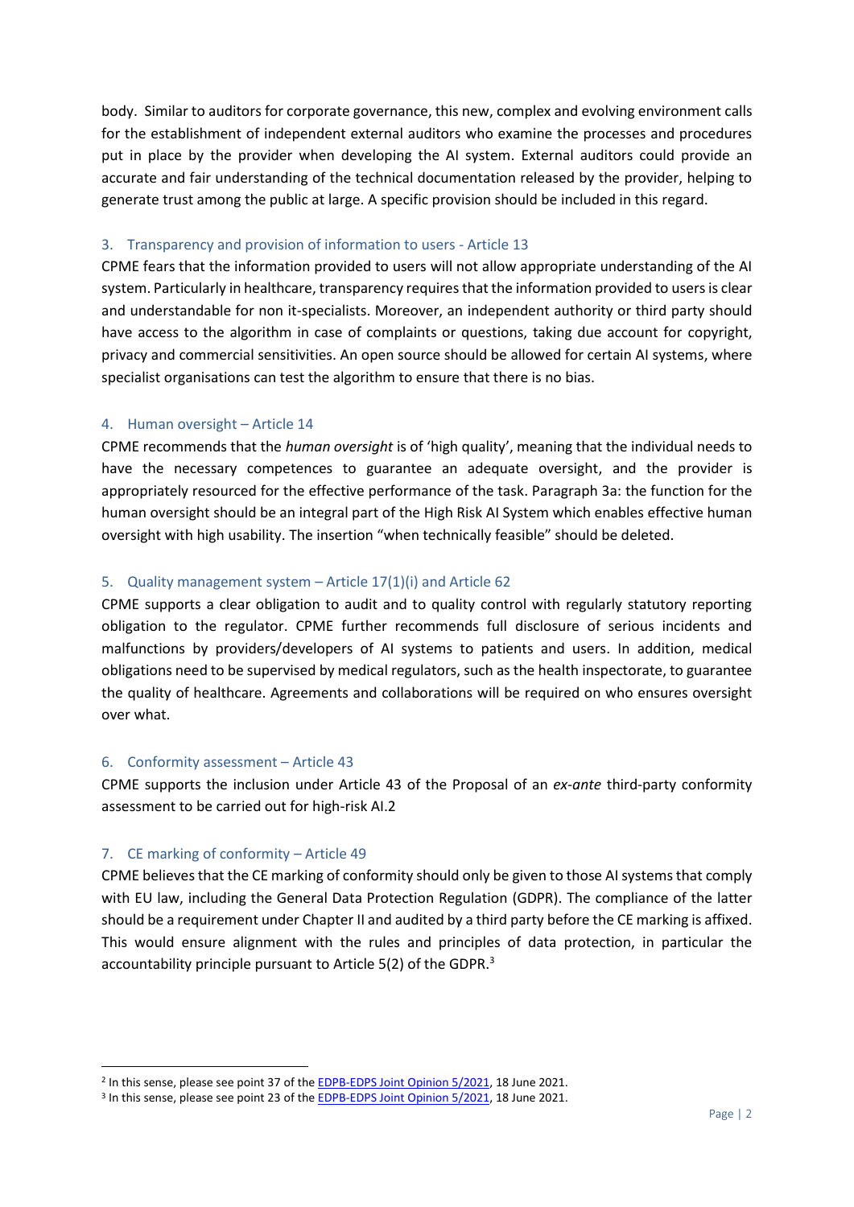body. Similar to auditors for corporate governance, this new, complex and evolving environment calls for the establishment of independent external auditors who examine the processes and procedures put in place by the provider when developing the AI system. External auditors could provide an accurate and fair understanding of the technical documentation released by the provider, helping to generate trust among the public at large. A specific provision should be included in this regard.

### 3. Transparency and provision of information to users - Article 13

CPME fears that the information provided to users will not allow appropriate understanding of the AI system. Particularly in healthcare, transparency requires that the information provided to users is clear and understandable for non it-specialists. Moreover, an independent authority or third party should have access to the algorithm in case of complaints or questions, taking due account for copyright, privacy and commercial sensitivities. An open source should be allowed for certain AI systems, where specialist organisations can test the algorithm to ensure that there is no bias.

### 4. Human oversight – Article 14

CPME recommends that the *human oversight* is of 'high quality', meaning that the individual needs to have the necessary competences to guarantee an adequate oversight, and the provider is appropriately resourced for the effective performance of the task. Paragraph 3a: the function for the human oversight should be an integral part of the High Risk AI System which enables effective human oversight with high usability. The insertion "when technically feasible" should be deleted.

### 5. Quality management system – Article 17(1)(i) and Article 62

CPME supports a clear obligation to audit and to quality control with regularly statutory reporting obligation to the regulator. CPME further recommends full disclosure of serious incidents and malfunctions by providers/developers of AI systems to patients and users. In addition, medical obligations need to be supervised by medical regulators, such as the health inspectorate, to guarantee the quality of healthcare. Agreements and collaborations will be required on who ensures oversight over what.

### 6. Conformity assessment – Article 43

CPME supports the inclusion under Article 43 of the Proposal of an *ex-ante* third-party conformity assessment to be carried out for high-risk AI.2

### 7. CE marking of conformity – Article 49

CPME believes that the CE marking of conformity should only be given to those AI systems that comply with EU law, including the General Data Protection Regulation (GDPR). The compliance of the latter should be a requirement under Chapter II and audited by a third party before the CE marking is affixed. This would ensure alignment with the rules and principles of data protection, in particular the accountability principle pursuant to Article 5(2) of the GDPR.[3]

---

[2] In this sense, please see point 37 of the EDPB-EDPS Joint Opinion 5/2021, 18 June 2021.

[3] In this sense, please see point 23 of the EDPB-EDPS Joint Opinion 5/2021, 18 June 2021.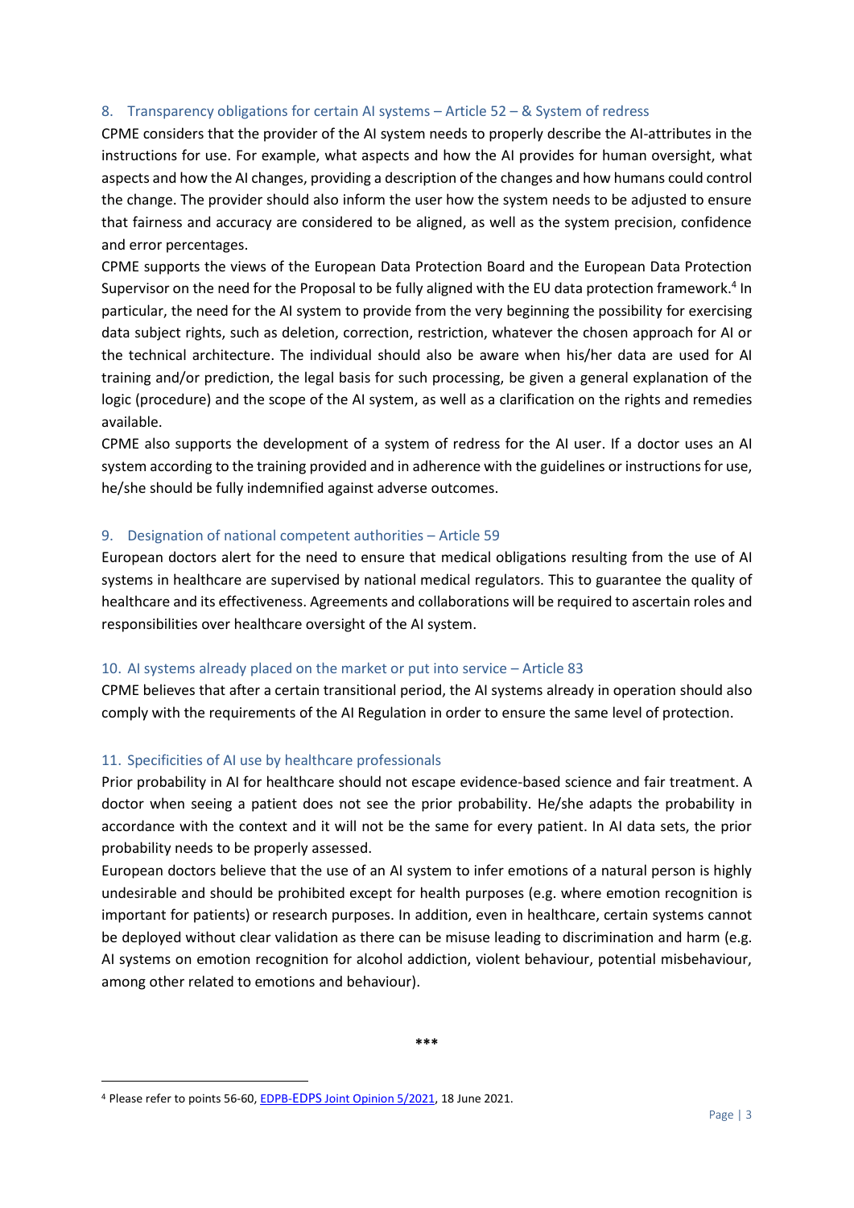## 8. Transparency obligations for certain AI systems – Article 52 – & System of redress

CPME considers that the provider of the AI system needs to properly describe the AI-attributes in the instructions for use. For example, what aspects and how the AI provides for human oversight, what aspects and how the AI changes, providing a description of the changes and how humans could control the change. The provider should also inform the user how the system needs to be adjusted to ensure that fairness and accuracy are considered to be aligned, as well as the system precision, confidence and error percentages.

CPME supports the views of the European Data Protection Board and the European Data Protection Supervisor on the need for the Proposal to be fully aligned with the EU data protection framework.[4] In particular, the need for the AI system to provide from the very beginning the possibility for exercising data subject rights, such as deletion, correction, restriction, whatever the chosen approach for AI or the technical architecture. The individual should also be aware when his/her data are used for AI training and/or prediction, the legal basis for such processing, be given a general explanation of the logic (procedure) and the scope of the AI system, as well as a clarification on the rights and remedies available.

CPME also supports the development of a system of redress for the AI user. If a doctor uses an AI system according to the training provided and in adherence with the guidelines or instructions for use, he/she should be fully indemnified against adverse outcomes.

## 9. Designation of national competent authorities – Article 59

European doctors alert for the need to ensure that medical obligations resulting from the use of AI systems in healthcare are supervised by national medical regulators. This to guarantee the quality of healthcare and its effectiveness. Agreements and collaborations will be required to ascertain roles and responsibilities over healthcare oversight of the AI system.

## 10. AI systems already placed on the market or put into service – Article 83

CPME believes that after a certain transitional period, the AI systems already in operation should also comply with the requirements of the AI Regulation in order to ensure the same level of protection.

## 11. Specificities of AI use by healthcare professionals

Prior probability in AI for healthcare should not escape evidence-based science and fair treatment. A doctor when seeing a patient does not see the prior probability. He/she adapts the probability in accordance with the context and it will not be the same for every patient. In AI data sets, the prior probability needs to be properly assessed.

European doctors believe that the use of an AI system to infer emotions of a natural person is highly undesirable and should be prohibited except for health purposes (e.g. where emotion recognition is important for patients) or research purposes. In addition, even in healthcare, certain systems cannot be deployed without clear validation as there can be misuse leading to discrimination and harm (e.g. AI systems on emotion recognition for alcohol addiction, violent behaviour, potential misbehaviour, among other related to emotions and behaviour).

***

[4] Please refer to points 56-60, EDPB-EDPS Joint Opinion 5/2021, 18 June 2021.